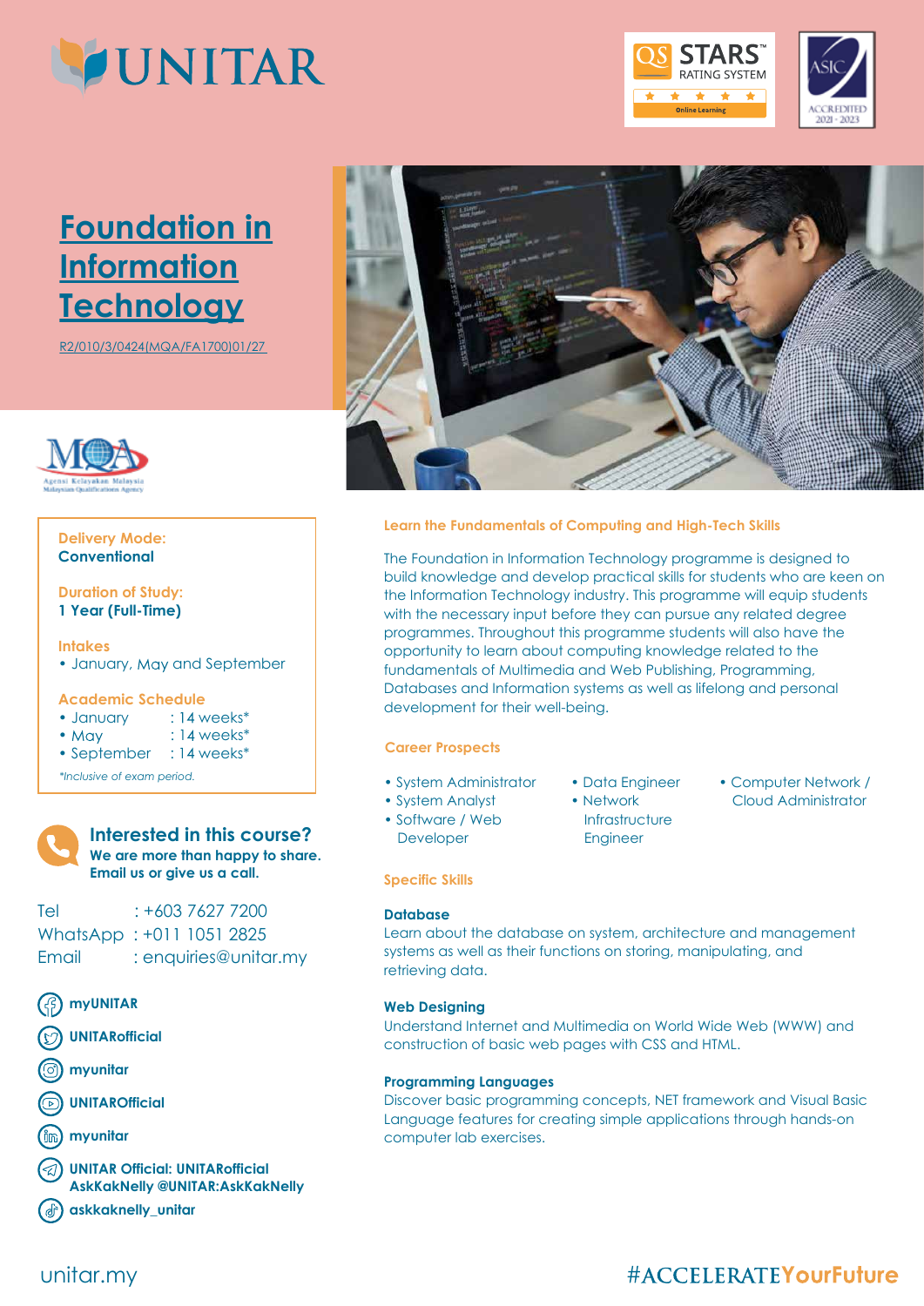# Foundation in Information Technology

R2/010/3/0424(MQA/FA1700)01/27

**Delivery Mode:**
**Conventional**

**Duration of Study:**
**1 Year (Full-Time)**

**Intakes**
- January, May and September

**Academic Schedule**
- January : 14 weeks*
- May : 14 weeks*
- September : 14 weeks*

*Inclusive of exam period.*

## Interested in this course?

**We are more than happy to share. Email us or give us a call.**

Tel : +603 7627 7200
WhatsApp : +011 1051 2825
Email : enquiries@unitar.my

- myUNITAR
- UNITARofficial
- myunitar
- UNITAROfficial
- myunitar
- UNITAR Official: UNITARofficial
  AskKakNelly @UNITAR:AskKakNelly
- askkaknelly_unitar

## Learn the Fundamentals of Computing and High-Tech Skills

The Foundation in Information Technology programme is designed to build knowledge and develop practical skills for students who are keen on the Information Technology industry. This programme will equip students with the necessary input before they can pursue any related degree programmes. Throughout this programme students will also have the opportunity to learn about computing knowledge related to the fundamentals of Multimedia and Web Publishing, Programming, Databases and Information systems as well as lifelong and personal development for their well-being.

## Career Prospects

- System Administrator
- System Analyst
- Software / Web Developer
- Data Engineer
- Network Infrastructure Engineer
- Computer Network / Cloud Administrator

## Specific Skills

### Database

Learn about the database on system, architecture and management systems as well as their functions on storing, manipulating, and retrieving data.

### Web Designing

Understand Internet and Multimedia on World Wide Web (WWW) and construction of basic web pages with CSS and HTML.

### Programming Languages

Discover basic programming concepts, NET framework and Visual Basic Language features for creating simple applications through hands-on computer lab exercises.

unitar.my

#ACCELERATEYourFuture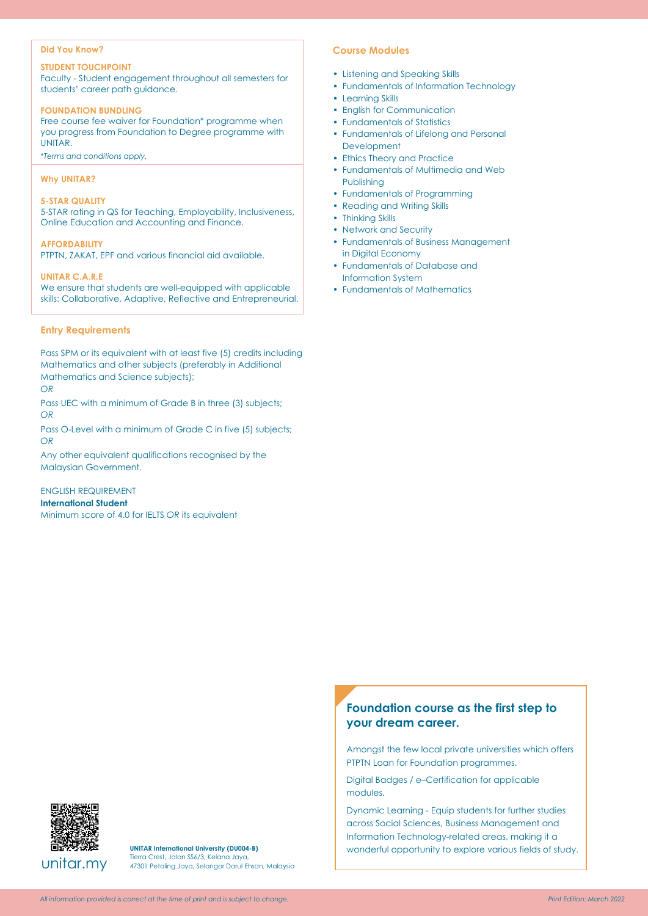### Did You Know?

**STUDENT TOUCHPOINT**
Faculty - Student engagement throughout all semesters for students' career path guidance.

**FOUNDATION BUNDLING**
Free course fee waiver for Foundation* programme when you progress from Foundation to Degree programme with UNITAR.

*\*Terms and conditions apply.*

### Why UNITAR?

**5-STAR QUALITY**
5-STAR rating in QS for Teaching, Employability, Inclusiveness, Online Education and Accounting and Finance.

**AFFORDABILITY**
PTPTN, ZAKAT, EPF and various financial aid available.

**UNITAR C.A.R.E**
We ensure that students are well-equipped with applicable skills: Collaborative, Adaptive, Reflective and Entrepreneurial.

## Entry Requirements

Pass SPM or its equivalent with at least five (5) credits including Mathematics and other subjects (preferably in Additional Mathematics and Science subjects);

*OR*

Pass UEC with a minimum of Grade B in three (3) subjects;

*OR*

Pass O-Level with a minimum of Grade C in five (5) subjects;

*OR*

Any other equivalent qualifications recognised by the Malaysian Government.

ENGLISH REQUIREMENT

**International Student**

Minimum score of 4.0 for IELTS *OR* its equivalent

## Course Modules

- Listening and Speaking Skills
- Fundamentals of Information Technology
- Learning Skills
- English for Communication
- Fundamentals of Statistics
- Fundamentals of Lifelong and Personal Development
- Ethics Theory and Practice
- Fundamentals of Multimedia and Web Publishing
- Fundamentals of Programming
- Reading and Writing Skills
- Thinking Skills
- Network and Security
- Fundamentals of Business Management in Digital Economy
- Fundamentals of Database and Information System
- Fundamentals of Mathematics

## Foundation course as the first step to your dream career.

Amongst the few local private universities which offers PTPTN Loan for Foundation programmes.

Digital Badges / e–Certification for applicable modules.

Dynamic Learning - Equip students for further studies across Social Sciences, Business Management and Information Technology-related areas, making it a wonderful opportunity to explore various fields of study.

unitar.my

**UNITAR International University (DU004-B)**
Tierra Crest, Jalan SS6/3, Kelana Jaya,
47301 Petaling Jaya, Selangor Darul Ehsan, Malaysia

*All information provided is correct at the time of print and is subject to change.*

*Print Edition: March 2022*